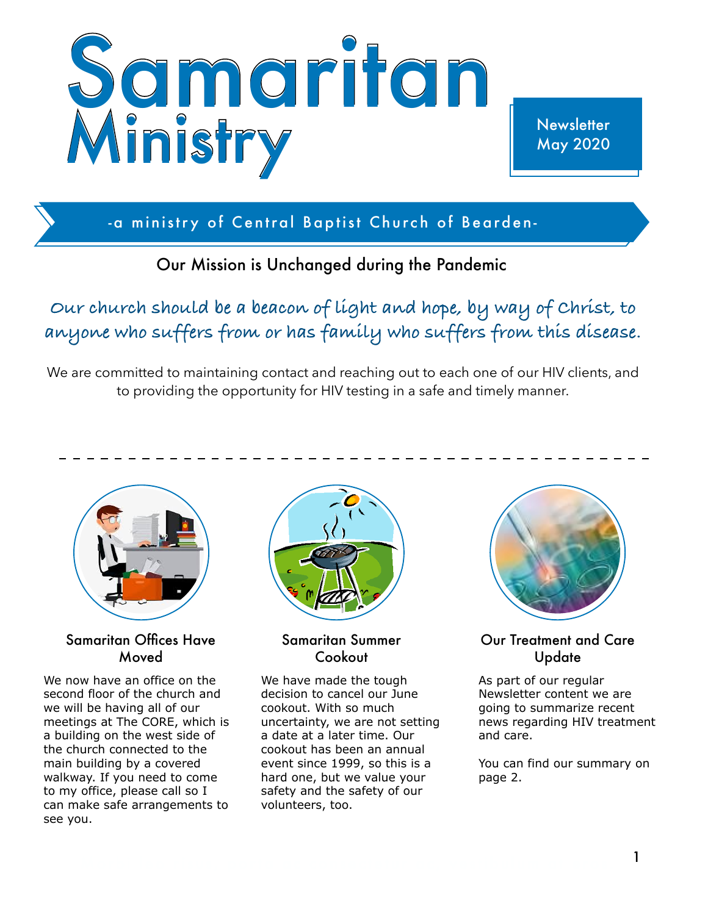# Samaritan Ministry

Newsletter
May 2020

-a ministry of Central Baptist Church of Bearden-

## Our Mission is Unchanged during the Pandemic

*Our church should be a beacon of light and hope, by way of Christ, to anyone who suffers from or has family who suffers from this disease.*

We are committed to maintaining contact and reaching out to each one of our HIV clients, and to providing the opportunity for HIV testing in a safe and timely manner.

---

### Samaritan Offices Have Moved

We now have an office on the second floor of the church and we will be having all of our meetings at The CORE, which is a building on the west side of the church connected to the main building by a covered walkway. If you need to come to my office, please call so I can make safe arrangements to see you.

### Samaritan Summer Cookout

We have made the tough decision to cancel our June cookout. With so much uncertainty, we are not setting a date at a later time. Our cookout has been an annual event since 1999, so this is a hard one, but we value your safety and the safety of our volunteers, too.

### Our Treatment and Care Update

As part of our regular Newsletter content we are going to summarize recent news regarding HIV treatment and care.

You can find our summary on page 2.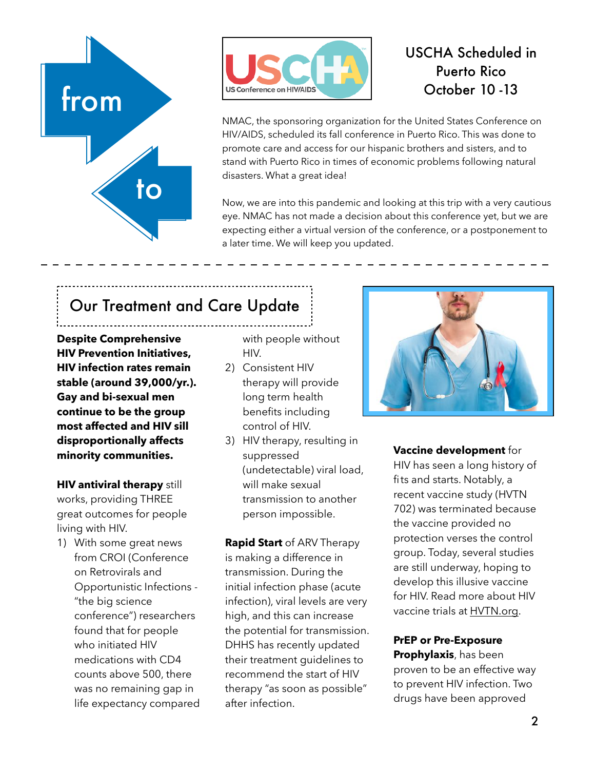from

to

## USCHA Scheduled in Puerto Rico October 10 -13

NMAC, the sponsoring organization for the United States Conference on HIV/AIDS, scheduled its fall conference in Puerto Rico. This was done to promote care and access for our hispanic brothers and sisters, and to stand with Puerto Rico in times of economic problems following natural disasters. What a great idea!

Now, we are into this pandemic and looking at this trip with a very cautious eye. NMAC has not made a decision about this conference yet, but we are expecting either a virtual version of the conference, or a postponement to a later time. We will keep you updated.

## Our Treatment and Care Update

**Despite Comprehensive HIV Prevention Initiatives, HIV infection rates remain stable (around 39,000/yr.). Gay and bi-sexual men continue to be the group most affected and HIV sill disproportionally affects minority communities.**

**HIV antiviral therapy** still works, providing THREE great outcomes for people living with HIV.

1) With some great news from CROI (Conference on Retrovirals and Opportunistic Infections - "the big science conference") researchers found that for people who initiated HIV medications with CD4 counts above 500, there was no remaining gap in life expectancy compared with people without HIV.
2) Consistent HIV therapy will provide long term health benefits including control of HIV.
3) HIV therapy, resulting in suppressed (undetectable) viral load, will make sexual transmission to another person impossible.

**Rapid Start** of ARV Therapy is making a difference in transmission. During the initial infection phase (acute infection), viral levels are very high, and this can increase the potential for transmission. DHHS has recently updated their treatment guidelines to recommend the start of HIV therapy "as soon as possible" after infection.

**Vaccine development** for HIV has seen a long history of fits and starts. Notably, a recent vaccine study (HVTN 702) was terminated because the vaccine provided no protection verses the control group. Today, several studies are still underway, hoping to develop this illusive vaccine for HIV. Read more about HIV vaccine trials at HVTN.org.

**PrEP or Pre-Exposure Prophylaxis**, has been proven to be an effective way to prevent HIV infection. Two drugs have been approved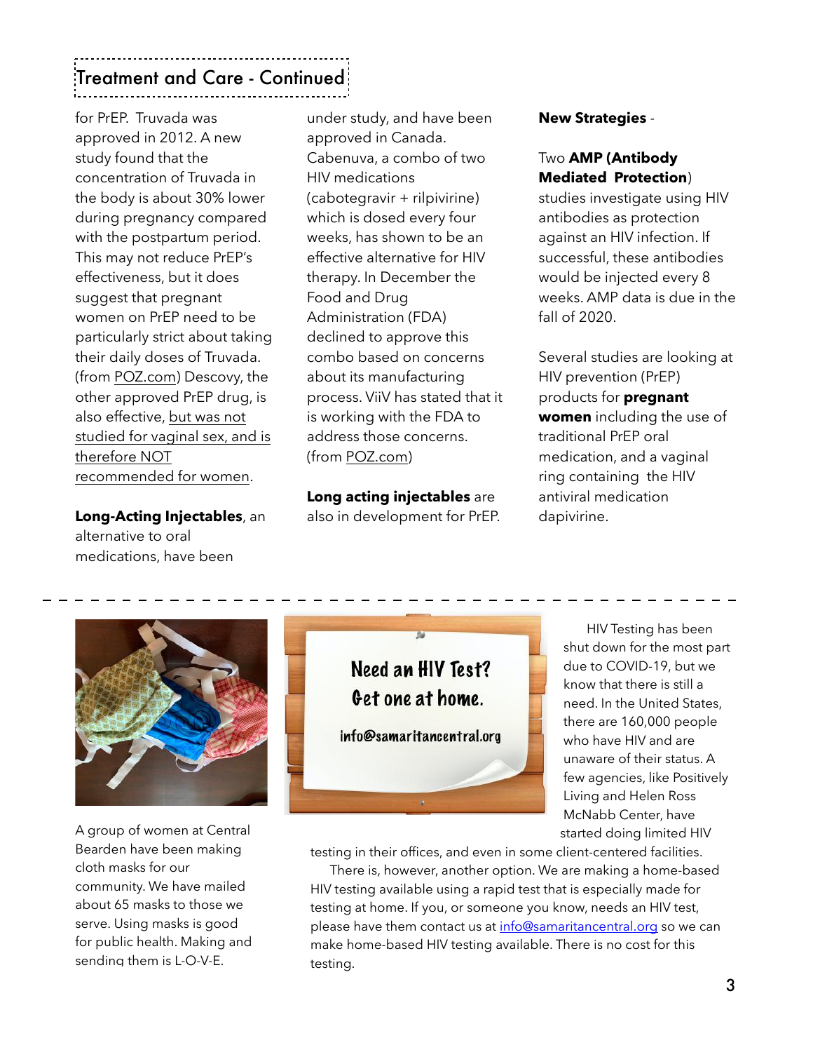## Treatment and Care - Continued

for PrEP. Truvada was approved in 2012. A new study found that the concentration of Truvada in the body is about 30% lower during pregnancy compared with the postpartum period. This may not reduce PrEP's effectiveness, but it does suggest that pregnant women on PrEP need to be particularly strict about taking their daily doses of Truvada. (from POZ.com) Descovy, the other approved PrEP drug, is also effective, but was not studied for vaginal sex, and is therefore NOT recommended for women.

**Long-Acting Injectables**, an alternative to oral medications, have been under study, and have been approved in Canada. Cabenuva, a combo of two HIV medications (cabotegravir + rilpivirine) which is dosed every four weeks, has shown to be an effective alternative for HIV therapy. In December the Food and Drug Administration (FDA) declined to approve this combo based on concerns about its manufacturing process. ViiV has stated that it is working with the FDA to address those concerns. (from POZ.com)

**Long acting injectables** are also in development for PrEP.

**New Strategies** -

Two **AMP (Antibody Mediated Protection)** studies investigate using HIV antibodies as protection against an HIV infection. If successful, these antibodies would be injected every 8 weeks. AMP data is due in the fall of 2020.

Several studies are looking at HIV prevention (PrEP) products for **pregnant women** including the use of traditional PrEP oral medication, and a vaginal ring containing the HIV antiviral medication dapivirine.

---

A group of women at Central Bearden have been making cloth masks for our community. We have mailed about 65 masks to those we serve. Using masks is good for public health. Making and sending them is L-O-V-E.

Need an HIV Test?
Get one at home.

info@samaritancentral.org

HIV Testing has been shut down for the most part due to COVID-19, but we know that there is still a need. In the United States, there are 160,000 people who have HIV and are unaware of their status. A few agencies, like Positively Living and Helen Ross McNabb Center, have started doing limited HIV testing in their offices, and even in some client-centered facilities.

There is, however, another option. We are making a home-based HIV testing available using a rapid test that is especially made for testing at home. If you, or someone you know, needs an HIV test, please have them contact us at info@samaritancentral.org so we can make home-based HIV testing available. There is no cost for this testing.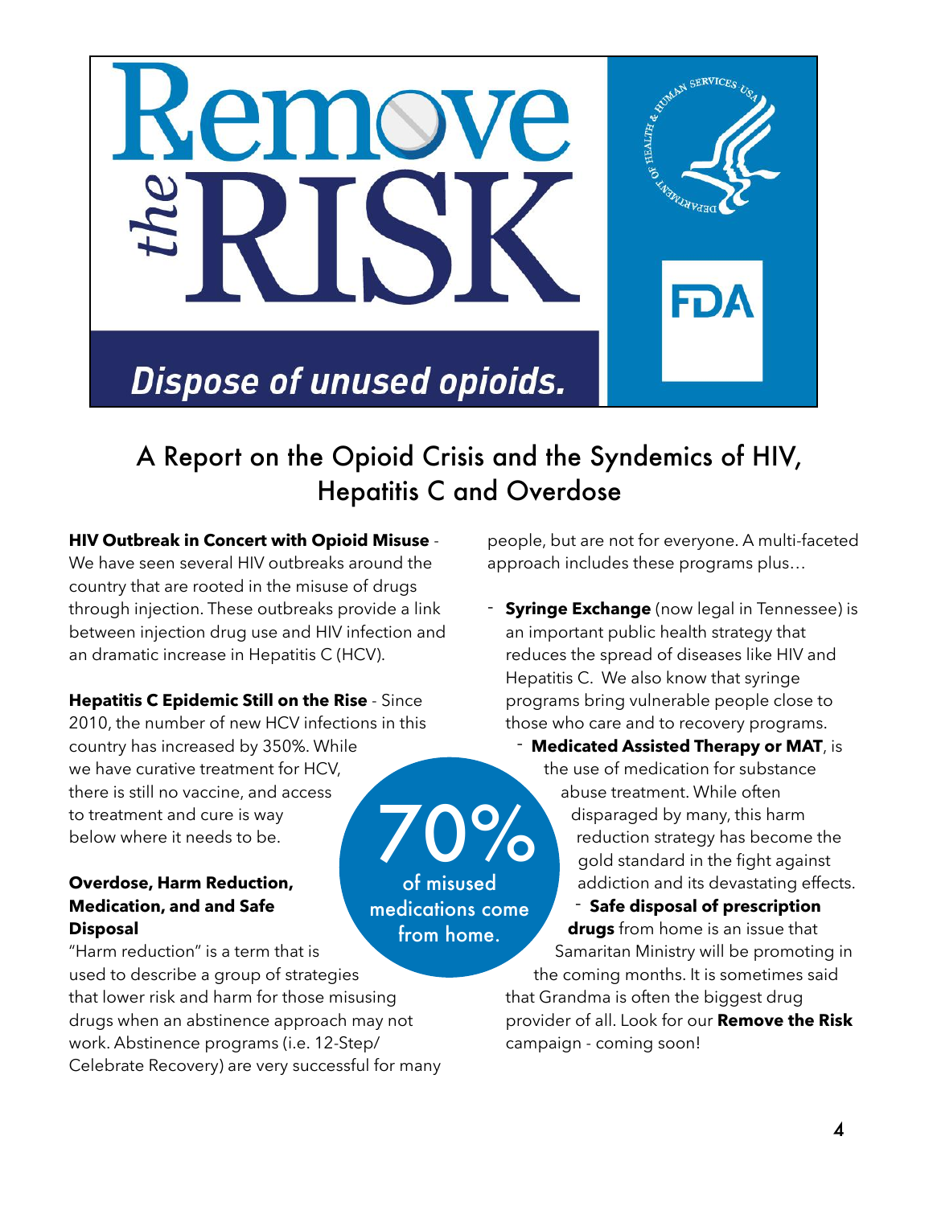# Remove the RISK

*Dispose of unused opioids.*

FDA

## A Report on the Opioid Crisis and the Syndemics of HIV, Hepatitis C and Overdose

**HIV Outbreak in Concert with Opioid Misuse** - We have seen several HIV outbreaks around the country that are rooted in the misuse of drugs through injection. These outbreaks provide a link between injection drug use and HIV infection and an dramatic increase in Hepatitis C (HCV).

**Hepatitis C Epidemic Still on the Rise** - Since 2010, the number of new HCV infections in this country has increased by 350%. While we have curative treatment for HCV, there is still no vaccine, and access to treatment and cure is way below where it needs to be.

**Overdose, Harm Reduction, Medication, and and Safe Disposal**

"Harm reduction" is a term that is used to describe a group of strategies that lower risk and harm for those misusing drugs when an abstinence approach may not work. Abstinence programs (i.e. 12-Step/ Celebrate Recovery) are very successful for many people, but are not for everyone. A multi-faceted approach includes these programs plus…

- **Syringe Exchange** (now legal in Tennessee) is an important public health strategy that reduces the spread of diseases like HIV and Hepatitis C. We also know that syringe programs bring vulnerable people close to those who care and to recovery programs.
- **Medicated Assisted Therapy or MAT**, is the use of medication for substance abuse treatment. While often disparaged by many, this harm reduction strategy has become the gold standard in the fight against addiction and its devastating effects.
- **Safe disposal of prescription drugs** from home is an issue that Samaritan Ministry will be promoting in the coming months. It is sometimes said that Grandma is often the biggest drug provider of all. Look for our **Remove the Risk** campaign - coming soon!

**70%** of misused medications come from home.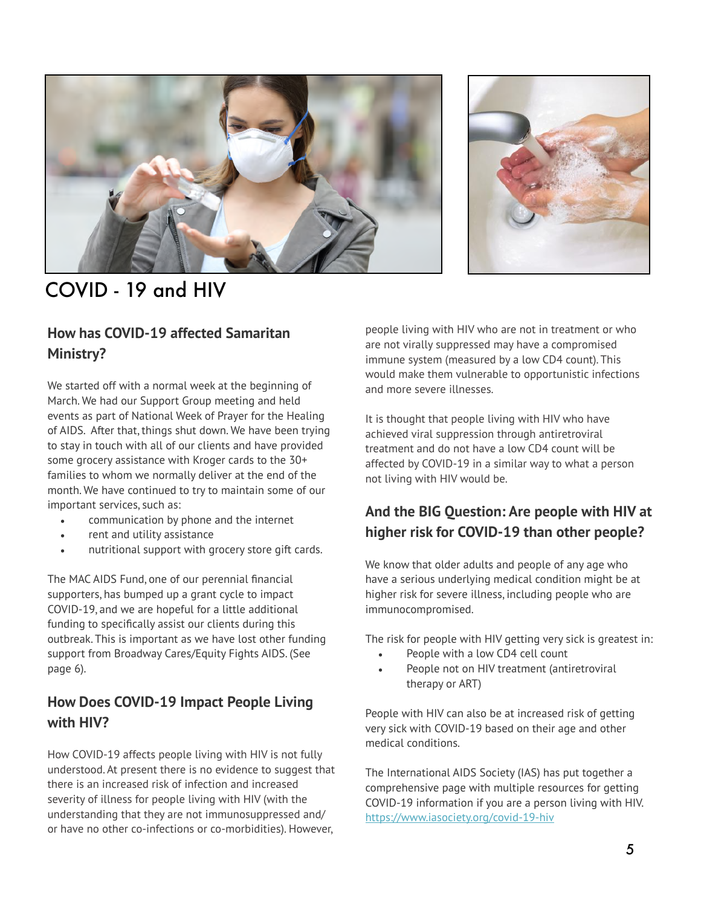# COVID - 19 and HIV

## How has COVID-19 affected Samaritan Ministry?

We started off with a normal week at the beginning of March. We had our Support Group meeting and held events as part of National Week of Prayer for the Healing of AIDS. After that, things shut down. We have been trying to stay in touch with all of our clients and have provided some grocery assistance with Kroger cards to the 30+ families to whom we normally deliver at the end of the month. We have continued to try to maintain some of our important services, such as:

- communication by phone and the internet
- rent and utility assistance
- nutritional support with grocery store gift cards.

The MAC AIDS Fund, one of our perennial financial supporters, has bumped up a grant cycle to impact COVID-19, and we are hopeful for a little additional funding to specifically assist our clients during this outbreak. This is important as we have lost other funding support from Broadway Cares/Equity Fights AIDS. (See page 6).

## How Does COVID-19 Impact People Living with HIV?

How COVID-19 affects people living with HIV is not fully understood. At present there is no evidence to suggest that there is an increased risk of infection and increased severity of illness for people living with HIV (with the understanding that they are not immunosuppressed and/or have no other co-infections or co-morbidities). However, people living with HIV who are not in treatment or who are not virally suppressed may have a compromised immune system (measured by a low CD4 count). This would make them vulnerable to opportunistic infections and more severe illnesses.

It is thought that people living with HIV who have achieved viral suppression through antiretroviral treatment and do not have a low CD4 count will be affected by COVID-19 in a similar way to what a person not living with HIV would be.

## And the BIG Question: Are people with HIV at higher risk for COVID-19 than other people?

We know that older adults and people of any age who have a serious underlying medical condition might be at higher risk for severe illness, including people who are immunocompromised.

The risk for people with HIV getting very sick is greatest in:

- People with a low CD4 cell count
- People not on HIV treatment (antiretroviral therapy or ART)

People with HIV can also be at increased risk of getting very sick with COVID-19 based on their age and other medical conditions.

The International AIDS Society (IAS) has put together a comprehensive page with multiple resources for getting COVID-19 information if you are a person living with HIV. https://www.iasociety.org/covid-19-hiv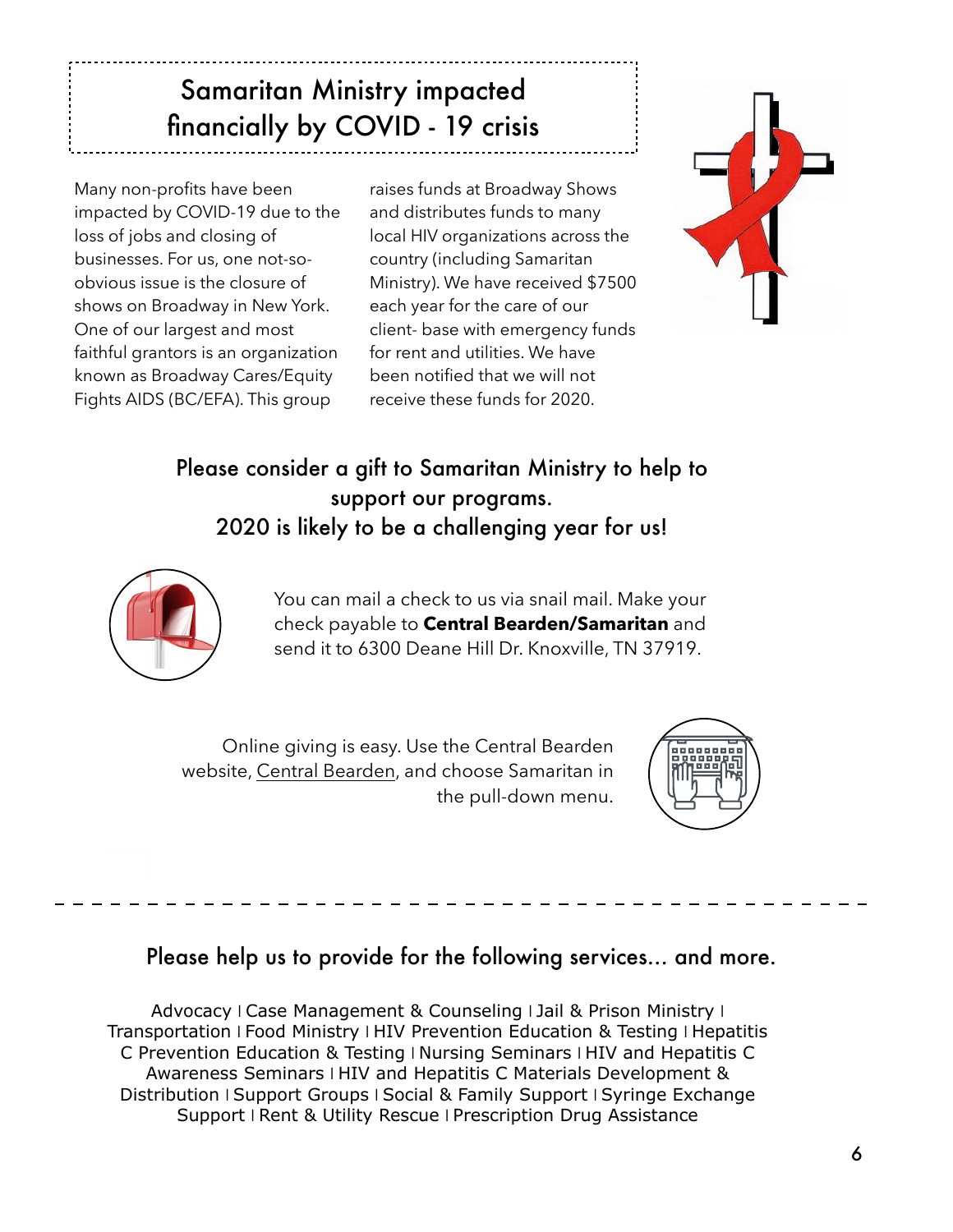## Samaritan Ministry impacted financially by COVID - 19 crisis

Many non-profits have been impacted by COVID-19 due to the loss of jobs and closing of businesses. For us, one not-so-obvious issue is the closure of shows on Broadway in New York. One of our largest and most faithful grantors is an organization known as Broadway Cares/Equity Fights AIDS (BC/EFA). This group raises funds at Broadway Shows and distributes funds to many local HIV organizations across the country (including Samaritan Ministry). We have received $7500 each year for the care of our client- base with emergency funds for rent and utilities. We have been notified that we will not receive these funds for 2020.

### Please consider a gift to Samaritan Ministry to help to support our programs. 2020 is likely to be a challenging year for us!

You can mail a check to us via snail mail. Make your check payable to **Central Bearden/Samaritan** and send it to 6300 Deane Hill Dr. Knoxville, TN 37919.

Online giving is easy. Use the Central Bearden website, Central Bearden, and choose Samaritan in the pull-down menu.

---

### Please help us to provide for the following services... and more.

Advocacy | Case Management & Counseling | Jail & Prison Ministry | Transportation | Food Ministry | HIV Prevention Education & Testing | Hepatitis C Prevention Education & Testing | Nursing Seminars | HIV and Hepatitis C Awareness Seminars | HIV and Hepatitis C Materials Development & Distribution | Support Groups | Social & Family Support | Syringe Exchange Support | Rent & Utility Rescue | Prescription Drug Assistance